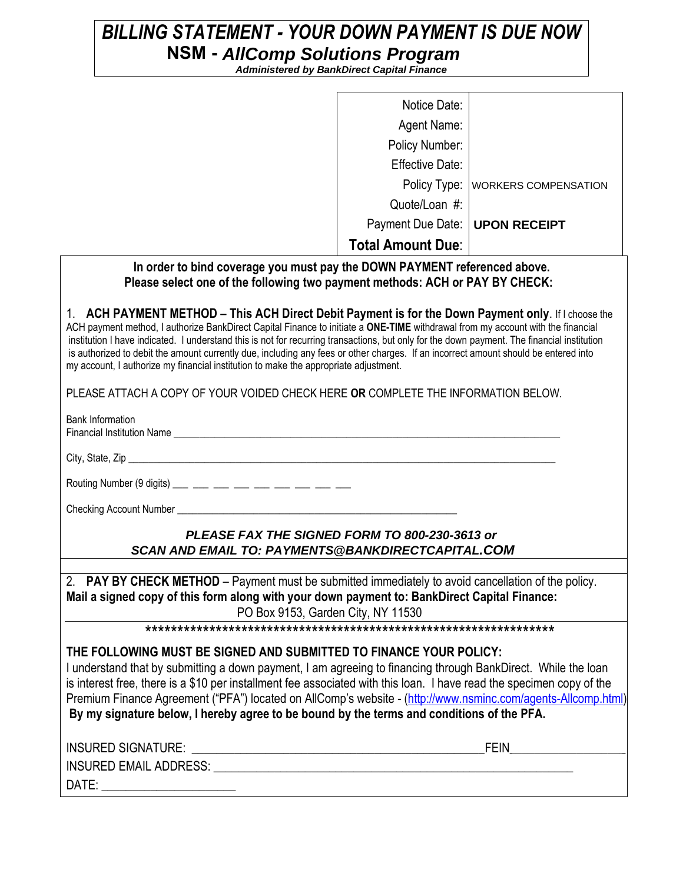# BILLING STATEMENT - YOUR DOWN PAYMENT IS DUE NOW

## NSM - *AllComp Solutions Program*

***Administered by BankDirect Capital Finance***

| | |
|---|---|
| Notice Date: | |
| Agent Name: | |
| Policy Number: | |
| Effective Date: | |
| Policy Type: | WORKERS COMPENSATION |
| Quote/Loan #: | |
| Payment Due Date: | **UPON RECEIPT** |
| **Total Amount Due**: | |

**In order to bind coverage you must pay the DOWN PAYMENT referenced above.**
**Please select one of the following two payment methods: ACH or PAY BY CHECK:**

1. **ACH PAYMENT METHOD – This ACH Direct Debit Payment is for the Down Payment only**. If I choose the ACH payment method, I authorize BankDirect Capital Finance to initiate a **ONE-TIME** withdrawal from my account with the financial institution I have indicated. I understand this is not for recurring transactions, but only for the down payment. The financial institution is authorized to debit the amount currently due, including any fees or other charges. If an incorrect amount should be entered into my account, I authorize my financial institution to make the appropriate adjustment.

PLEASE ATTACH A COPY OF YOUR VOIDED CHECK HERE **OR** COMPLETE THE INFORMATION BELOW.

Bank Information
Financial Institution Name ___________________________________________________________________________

City, State, Zip ___________________________________________________________________________

Routing Number (9 digits) ___ ___ ___ ___ ___ ___ ___ ___ ___

Checking Account Number ______________________________________________________

***PLEASE FAX THE SIGNED FORM TO 800-230-3613 or***
***SCAN AND EMAIL TO: PAYMENTS@BANKDIRECTCAPITAL.COM***

2. **PAY BY CHECK METHOD** – Payment must be submitted immediately to avoid cancellation of the policy.
**Mail a signed copy of this form along with your down payment to: BankDirect Capital Finance:**
PO Box 9153, Garden City, NY 11530

******************************************************************

**THE FOLLOWING MUST BE SIGNED AND SUBMITTED TO FINANCE YOUR POLICY:**

I understand that by submitting a down payment, I am agreeing to financing through BankDirect. While the loan is interest free, there is a $10 per installment fee associated with this loan. I have read the specimen copy of the Premium Finance Agreement ("PFA") located on AllComp's website - (http://www.nsminc.com/agents-Allcomp.html)
**By my signature below, I hereby agree to be bound by the terms and conditions of the PFA.**

INSURED SIGNATURE: ________________________________________________FEIN__________________

INSURED EMAIL ADDRESS: ____________________________________________________________

DATE: _____________________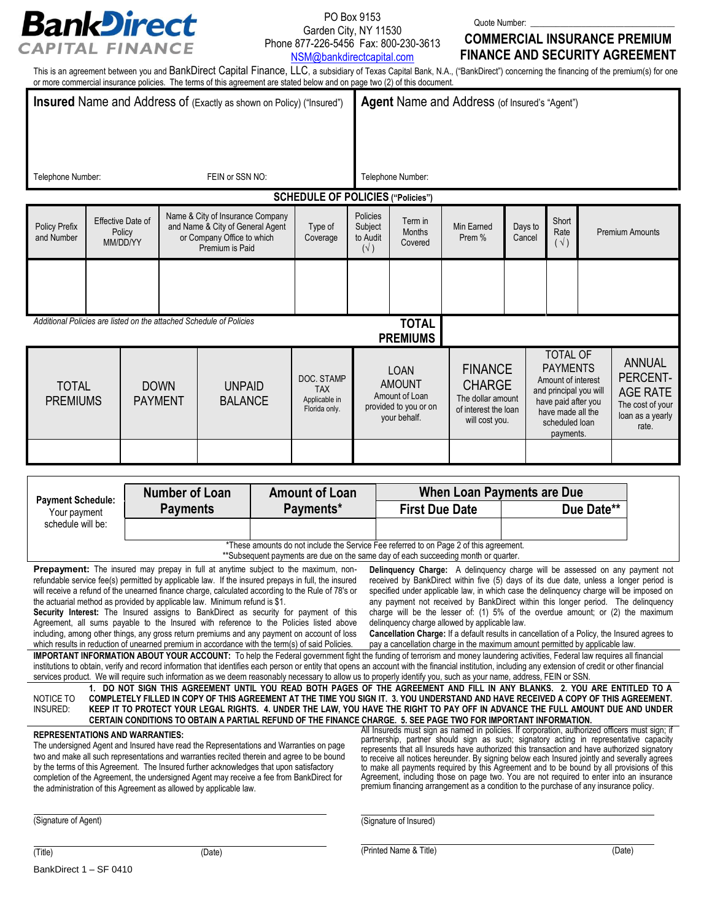# BankDirect CAPITAL FINANCE

PO Box 9153
Garden City, NY 11530
Phone 877-226-5456 Fax: 800-230-3613
NSM@bankdirectcapital.com

Quote Number: ______________

## COMMERCIAL INSURANCE PREMIUM FINANCE AND SECURITY AGREEMENT

This is an agreement between you and BankDirect Capital Finance, LLC, a subsidiary of Texas Capital Bank, N.A., ("BankDirect") concerning the financing of the premium(s) for one or more commercial insurance policies. The terms of this agreement are stated below and on page two (2) of this document.

| **Insured** Name and Address of (Exactly as shown on Policy) ("Insured") | **Agent** Name and Address (of Insured's "Agent") |
|---|---|
| | |
| Telephone Number: FEIN or SSN NO: | Telephone Number: |

### SCHEDULE OF POLICIES ("Policies")

| Policy Prefix and Number | Effective Date of Policy MM/DD/YY | Name & City of Insurance Company and Name & City of General Agent or Company Office to which Premium is Paid | Type of Coverage | Policies Subject to Audit (√) | Term in Months Covered | Min Earned Prem % | Days to Cancel | Short Rate (√) | Premium Amounts |
|---|---|---|---|---|---|---|---|---|---|
| | | | | | | | | | |

*Additional Policies are listed on the attached Schedule of Policies* **TOTAL PREMIUMS**

| TOTAL PREMIUMS | DOWN PAYMENT | UNPAID BALANCE | DOC. STAMP TAX Applicable in Florida only. | LOAN AMOUNT Amount of Loan provided to you or on your behalf. | FINANCE CHARGE The dollar amount of interest the loan will cost you. | TOTAL OF PAYMENTS Amount of interest and principal you will have paid after you have made all the scheduled loan payments. | ANNUAL PERCENTAGE RATE The cost of your loan as a yearly rate. |
|---|---|---|---|---|---|---|---|
| | | | | | | | |

| **Payment Schedule:** Your payment schedule will be: | Number of Loan Payments | Amount of Loan Payments* | When Loan Payments are Due | |
|---|---|---|---|---|
| | | | First Due Date | Due Date** |
| | | | | |

*These amounts do not include the Service Fee referred to on Page 2 of this agreement.
**Subsequent payments are due on the same day of each succeeding month or quarter.

**Prepayment:** The insured may prepay in full at anytime subject to the maximum, non-refundable service fee(s) permitted by applicable law. If the insured prepays in full, the insured will receive a refund of the unearned finance charge, calculated according to the Rule of 78's or the actuarial method as provided by applicable law. Minimum refund is $1.

**Security Interest:** The Insured assigns to BankDirect as security for payment of this Agreement, all sums payable to the Insured with reference to the Policies listed above including, among other things, any gross return premiums and any payment on account of loss which results in reduction of unearned premium in accordance with the term(s) of said Policies.

**Delinquency Charge:** A delinquency charge will be assessed on any payment not received by BankDirect within five (5) days of its due date, unless a longer period is specified under applicable law, in which case the delinquency charge will be imposed on any payment not received by BankDirect within this longer period. The delinquency charge will be the lesser of: (1) 5% of the overdue amount; or (2) the maximum delinquency charge allowed by applicable law.

**Cancellation Charge:** If a default results in cancellation of a Policy, the Insured agrees to pay a cancellation charge in the maximum amount permitted by applicable law.

**IMPORTANT INFORMATION ABOUT YOUR ACCOUNT:** To help the Federal government fight the funding of terrorism and money laundering activities, Federal law requires all financial institutions to obtain, verify and record information that identifies each person or entity that opens an account with the financial institution, including any extension of credit or other financial services product. We will require such information as we deem reasonably necessary to allow us to properly identify you, such as your name, address, FEIN or SSN.

NOTICE TO INSURED: **1. DO NOT SIGN THIS AGREEMENT UNTIL YOU READ BOTH PAGES OF THE AGREEMENT AND FILL IN ANY BLANKS. 2. YOU ARE ENTITLED TO A COMPLETELY FILLED IN COPY OF THIS AGREEMENT AT THE TIME YOU SIGN IT. 3. YOU UNDERSTAND AND HAVE RECEIVED A COPY OF THIS AGREEMENT. KEEP IT TO PROTECT YOUR LEGAL RIGHTS. 4. UNDER THE LAW, YOU HAVE THE RIGHT TO PAY OFF IN ADVANCE THE FULL AMOUNT DUE AND UNDER CERTAIN CONDITIONS TO OBTAIN A PARTIAL REFUND OF THE FINANCE CHARGE. 5. SEE PAGE TWO FOR IMPORTANT INFORMATION.**

**REPRESENTATIONS AND WARRANTIES:**
The undersigned Agent and Insured have read the Representations and Warranties on page two and make all such representations and warranties recited therein and agree to be bound by the terms of this Agreement. The Insured further acknowledges that upon satisfactory completion of the Agreement, the undersigned Agent may receive a fee from BankDirect for the administration of this Agreement as allowed by applicable law.

All Insureds must sign as named in policies. If corporation, authorized officers must sign; if partnership, partner should sign as such; signatory acting in representative capacity represents that all Insureds have authorized this transaction and have authorized signatory to receive all notices hereunder. By signing below each Insured jointly and severally agrees to make all payments required by this Agreement and to be bound by all provisions of this Agreement, including those on page two. You are not required to enter into an insurance premium financing arrangement as a condition to the purchase of any insurance policy.

______________________________
(Signature of Agent)

______________________________
(Title) (Date)

______________________________
(Signature of Insured)

______________________________
(Printed Name & Title) (Date)

BankDirect 1 – SF 0410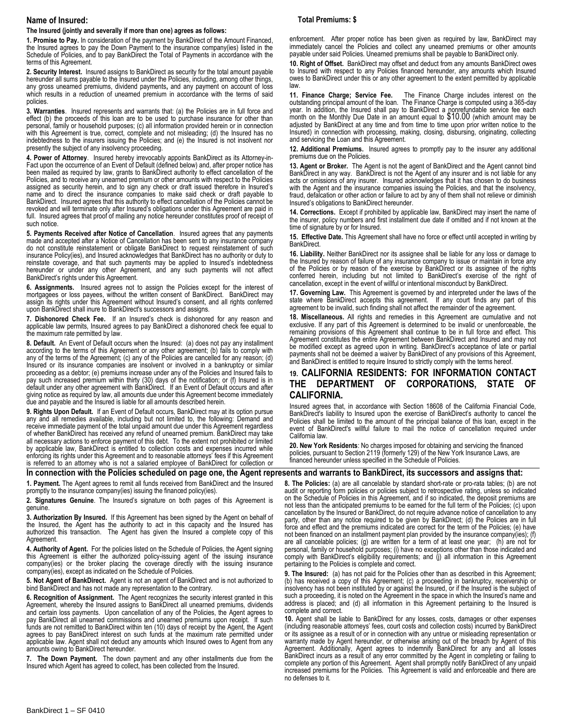**Name of Insured:** **Total Premiums: $**

**The Insured (jointly and severally if more than one) agrees as follows:**

**1. Promise to Pay.** In consideration of the payment by BankDirect of the Amount Financed, the Insured agrees to pay the Down Payment to the insurance company(ies) listed in the Schedule of Policies, and to pay BankDirect the Total of Payments in accordance with the terms of this Agreement.

**2. Security Interest.** Insured assigns to BankDirect as security for the total amount payable hereunder all sums payable to the Insured under the Policies, including, among other things, any gross unearned premiums, dividend payments, and any payment on account of loss which results in a reduction of unearned premium in accordance with the terms of said policies.

**3. Warranties**. Insured represents and warrants that: (a) the Policies are in full force and effect (b) the proceeds of this loan are to be used to purchase insurance for other than personal, family or household purposes; (c) all information provided herein or in connection with this Agreement is true, correct, complete and not misleading; (d) the Insured has no indebtedness to the insurers issuing the Policies; and (e) the Insured is not insolvent nor presently the subject of any insolvency proceeding.

**4. Power of Attorney**. Insured hereby irrevocably appoints BankDirect as its Attorney-in-Fact upon the occurrence of an Event of Default (defined below) and, after proper notice has been mailed as required by law, grants to BankDirect authority to effect cancellation of the Policies, and to receive any unearned premium or other amounts with respect to the Policies assigned as security herein, and to sign any check or draft issued therefore in Insured's name and to direct the insurance companies to make said check or draft payable to BankDirect. Insured agrees that this authority to effect cancellation of the Policies cannot be revoked and will terminate only after Insured's obligations under this Agreement are paid in full. Insured agrees that proof of mailing any notice hereunder constitutes proof of receipt of such notice.

**5. Payments Received after Notice of Cancellation**. Insured agrees that any payments made and accepted after a Notice of Cancellation has been sent to any insurance company do not constitute reinstatement or obligate BankDirect to request reinstatement of such insurance Policy(ies), and Insured acknowledges that BankDirect has no authority or duty to reinstate coverage, and that such payments may be applied to Insured's indebtedness hereunder or under any other Agreement, and any such payments will not affect BankDirect's rights under this Agreement.

**6. Assignments.** Insured agrees not to assign the Policies except for the interest of mortgagees or loss payees, without the written consent of BankDirect. BankDirect may assign its rights under this Agreement without Insured's consent, and all rights conferred upon BankDirect shall inure to BankDirect's successors and assigns.

**7. Dishonored Check Fee.** If an Insured's check is dishonored for any reason and applicable law permits, Insured agrees to pay BankDirect a dishonored check fee equal to the maximum rate permitted by law.

**8. Default.** An Event of Default occurs when the Insured: (a) does not pay any installment according to the terms of this Agreement or any other agreement; (b) fails to comply with any of the terms of the Agreement; (c) any of the Policies are cancelled for any reason; (d) Insured or its insurance companies are insolvent or involved in a bankruptcy or similar proceeding as a debtor; (e) premiums increase under any of the Policies and Insured fails to pay such increased premium within thirty (30) days of the notification; or (f) Insured is in default under any other agreement with BankDirect. If an Event of Default occurs and after giving notice as required by law, all amounts due under this Agreement become immediately due and payable and the Insured is liable for all amounts described herein.

**9. Rights Upon Default.** If an Event of Default occurs, BankDirect may at its option pursue any and all remedies available, including but not limited to, the following: Demand and receive immediate payment of the total unpaid amount due under this Agreement regardless of whether BankDirect has received any refund of unearned premium. BankDirect may take all necessary actions to enforce payment of this debt. To the extent not prohibited or limited by applicable law, BankDirect is entitled to collection costs and expenses incurred while enforcing its rights under this Agreement and to reasonable attorneys' fees if this Agreement is referred to an attorney who is not a salaried employee of BankDirect for collection or enforcement. After proper notice has been given as required by law, BankDirect may immediately cancel the Policies and collect any unearned premiums or other amounts payable under said Policies. Unearned premiums shall be payable to BankDirect only.

**10. Right of Offset.** BankDirect may offset and deduct from any amounts BankDirect owes to Insured with respect to any Policies financed hereunder, any amounts which Insured owes to BankDirect under this or any other agreement to the extent permitted by applicable law.

**11. Finance Charge; Service Fee.** The Finance Charge includes interest on the outstanding principal amount of the loan. The Finance Charge is computed using a 365-day year. In addition, the Insured shall pay to BankDirect a nonrefundable service fee each month on the Monthly Due Date in an amount equal to $10.00 (which amount may be adjusted by BankDirect at any time and from time to time upon prior written notice to the Insured) in connection with processing, making, closing, disbursing, originating, collecting and servicing the Loan and this Agreement.

**12. Additional Premiums.** Insured agrees to promptly pay to the insurer any additional premiums due on the Policies.

**13. Agent or Broker.** The Agent is not the agent of BankDirect and the Agent cannot bind BankDirect in any way. BankDirect is not the Agent of any insurer and is not liable for any acts or omissions of any insurer. Insured acknowledges that it has chosen to do business with the Agent and the insurance companies issuing the Policies, and that the insolvency, fraud, defalcation or other action or failure to act by any of them shall not relieve or diminish Insured's obligations to BankDirect hereunder.

**14. Corrections.** Except if prohibited by applicable law, BankDirect may insert the name of the insurer, policy numbers and first installment due date if omitted and if not known at the time of signature by or for Insured.

**15. Effective Date.** This Agreement shall have no force or effect until accepted in writing by BankDirect.

**16. Liability.** Neither BankDirect nor its assignee shall be liable for any loss or damage to the Insured by reason of failure of any insurance company to issue or maintain in force any of the Policies or by reason of the exercise by BankDirect or its assignee of the rights conferred herein, including but not limited to BankDirect's exercise of the right of cancellation, except in the event of willful or intentional misconduct by BankDirect.

**17. Governing Law.** This Agreement is governed by and interpreted under the laws of the state where BankDirect accepts this agreement. If any court finds any part of this agreement to be invalid, such finding shall not affect the remainder of the agreement.

**18. Miscellaneous.** All rights and remedies in this Agreement are cumulative and not exclusive. If any part of this Agreement is determined to be invalid or unenforceable, the remaining provisions of this Agreement shall continue to be in full force and effect. This Agreement constitutes the entire Agreement between BankDirect and Insured and may not be modified except as agreed upon in writing. BankDirect's acceptance of late or partial payments shall not be deemed a waiver by BankDirect of any provisions of this Agreement, and BankDirect is entitled to require Insured to strictly comply with the terms hereof.

## 19. CALIFORNIA RESIDENTS: FOR INFORMATION CONTACT THE DEPARTMENT OF CORPORATIONS, STATE OF CALIFORNIA.

Insured agrees that, in accordance with Section 18608 of the California Financial Code, BankDirect's liability to Insured upon the exercise of BankDirect's authority to cancel the Policies shall be limited to the amount of the principal balance of this loan, except in the event of BankDirect's willful failure to mail the notice of cancellation required under California law.

**20. New York Residents**: No charges imposed for obtaining and servicing the financed policies, pursuant to Section 2119 (formerly 129) of the New York Insurance Laws, are financed hereunder unless specified in the Schedule of Policies.

### In connection with the Policies scheduled on page one, the Agent represents and warrants to BankDirect, its successors and assigns that:

**1. Payment.** The Agent agrees to remit all funds received from BankDirect and the Insured promptly to the insurance company(ies) issuing the financed policy(ies).

**2. Signatures Genuine**. The Insured's signature on both pages of this Agreement is genuine.

**3. Authorization By Insured.** If this Agreement has been signed by the Agent on behalf of the Insured, the Agent has the authority to act in this capacity and the Insured has authorized this transaction. The Agent has given the Insured a complete copy of this Agreement.

**4. Authority of Agent.** For the policies listed on the Schedule of Policies, the Agent signing this Agreement is either the authorized policy-issuing agent of the issuing insurance company(ies) or the broker placing the coverage directly with the issuing insurance company(ies), except as indicated on the Schedule of Policies.

**5. Not Agent of BankDirect.** Agent is not an agent of BankDirect and is not authorized to bind BankDirect and has not made any representation to the contrary.

**6. Recognition of Assignment.** The Agent recognizes the security interest granted in this Agreement, whereby the Insured assigns to BankDirect all unearned premiums, dividends and certain loss payments. Upon cancellation of any of the Policies, the Agent agrees to pay BankDirect all unearned commissions and unearned premiums upon receipt. If such funds are not remitted to BankDirect within ten (10) days of receipt by the Agent, the Agent agrees to pay BankDirect interest on such funds at the maximum rate permitted under applicable law. Agent shall not deduct any amounts which Insured owes to Agent from any amounts owing to BankDirect hereunder.

**7. The Down Payment.** The down payment and any other installments due from the Insured which Agent has agreed to collect, has been collected from the Insured.

**8. The Policies:** (a) are all cancelable by standard short-rate or pro-rata tables; (b) are not audit or reporting form policies or policies subject to retrospective rating, unless so indicated on the Schedule of Policies in this Agreement, and if so indicated, the deposit premiums are not less than the anticipated premiums to be earned for the full term of the Policies; (c) upon cancellation by the Insured or BankDirect, do not require advance notice of cancellation to any party, other than any notice required to be given by BankDirect; (d) the Policies are in full force and effect and the premiums indicated are correct for the term of the Policies; (e) have not been financed on an installment payment plan provided by the insurance company(ies); (f) are all cancelable policies; (g) are written for a term of at least one year; (h) are not for personal, family or household purposes; (i) have no exceptions other than those indicated and comply with BankDirect's eligibility requirements; and (j) all information in this Agreement pertaining to the Policies is complete and correct.

**9. The Insured:** (a) has not paid for the Policies other than as described in this Agreement; (b) has received a copy of this Agreement; (c) a proceeding in bankruptcy, receivership or insolvency has not been instituted by or against the Insured, or if the Insured is the subject of such a proceeding, it is noted on the Agreement in the space in which the Insured's name and address is placed; and (d) all information in this Agreement pertaining to the Insured is complete and correct.

**10.** Agent shall be liable to BankDirect for any losses, costs, damages or other expenses (including reasonable attorneys' fees, court costs and collection costs) incurred by BankDirect or its assignee as a result of or in connection with any untrue or misleading representation or warranty made by Agent hereunder, or otherwise arising out of the breach by Agent of this Agreement. Additionally, Agent agrees to indemnify BankDirect for any and all losses BankDirect incurs as a result of any error committed by the Agent in completing or failing to complete any portion of this Agreement. Agent shall promptly notify BankDirect of any unpaid increased premiums for the Policies. This Agreement is valid and enforceable and there are no defenses to it.

BankDirect 1 – SF 0410